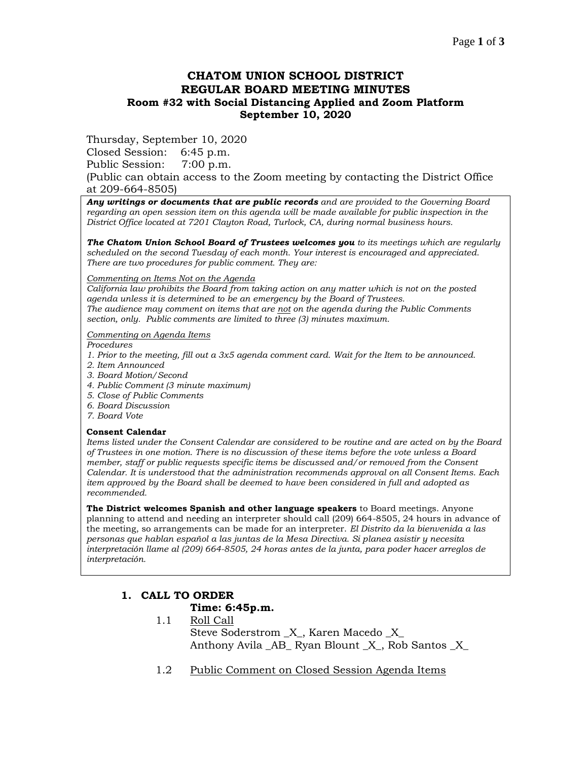# CHATOM UNION SCHOOL DISTRICT
# REGULAR BOARD MEETING MINUTES
### Room #32 with Social Distancing Applied and Zoom Platform
### September 10, 2020

Thursday, September 10, 2020
Closed Session: 6:45 p.m.
Public Session: 7:00 p.m.
(Public can obtain access to the Zoom meeting by contacting the District Office at 209-664-8505)

***Any writings or documents that are public records*** *and are provided to the Governing Board regarding an open session item on this agenda will be made available for public inspection in the District Office located at 7201 Clayton Road, Turlock, CA, during normal business hours.*

***The Chatom Union School Board of Trustees welcomes you*** *to its meetings which are regularly scheduled on the second Tuesday of each month. Your interest is encouraged and appreciated. There are two procedures for public comment. They are:*

*Commenting on Items Not on the Agenda*
*California law prohibits the Board from taking action on any matter which is not on the posted agenda unless it is determined to be an emergency by the Board of Trustees.*
*The audience may comment on items that are not on the agenda during the Public Comments section, only. Public comments are limited to three (3) minutes maximum.*

*Commenting on Agenda Items*
*Procedures*
*1. Prior to the meeting, fill out a 3x5 agenda comment card. Wait for the Item to be announced.*
*2. Item Announced*
*3. Board Motion/Second*
*4. Public Comment (3 minute maximum)*
*5. Close of Public Comments*
*6. Board Discussion*
*7. Board Vote*

**Consent Calendar**
*Items listed under the Consent Calendar are considered to be routine and are acted on by the Board of Trustees in one motion. There is no discussion of these items before the vote unless a Board member, staff or public requests specific items be discussed and/or removed from the Consent Calendar. It is understood that the administration recommends approval on all Consent Items. Each item approved by the Board shall be deemed to have been considered in full and adopted as recommended.*

**The District welcomes Spanish and other language speakers** to Board meetings. Anyone planning to attend and needing an interpreter should call (209) 664-8505, 24 hours in advance of the meeting, so arrangements can be made for an interpreter. *El Distrito da la bienvenida a las personas que hablan español a las juntas de la Mesa Directiva. Si planea asistir y necesita interpretación llame al (209) 664-8505, 24 horas antes de la junta, para poder hacer arreglos de interpretación.*

## 1. CALL TO ORDER

**Time: 6:45p.m.**

1.1 Roll Call
Steve Soderstrom _X_, Karen Macedo _X_
Anthony Avila _AB_ Ryan Blount _X_, Rob Santos _X_

1.2 Public Comment on Closed Session Agenda Items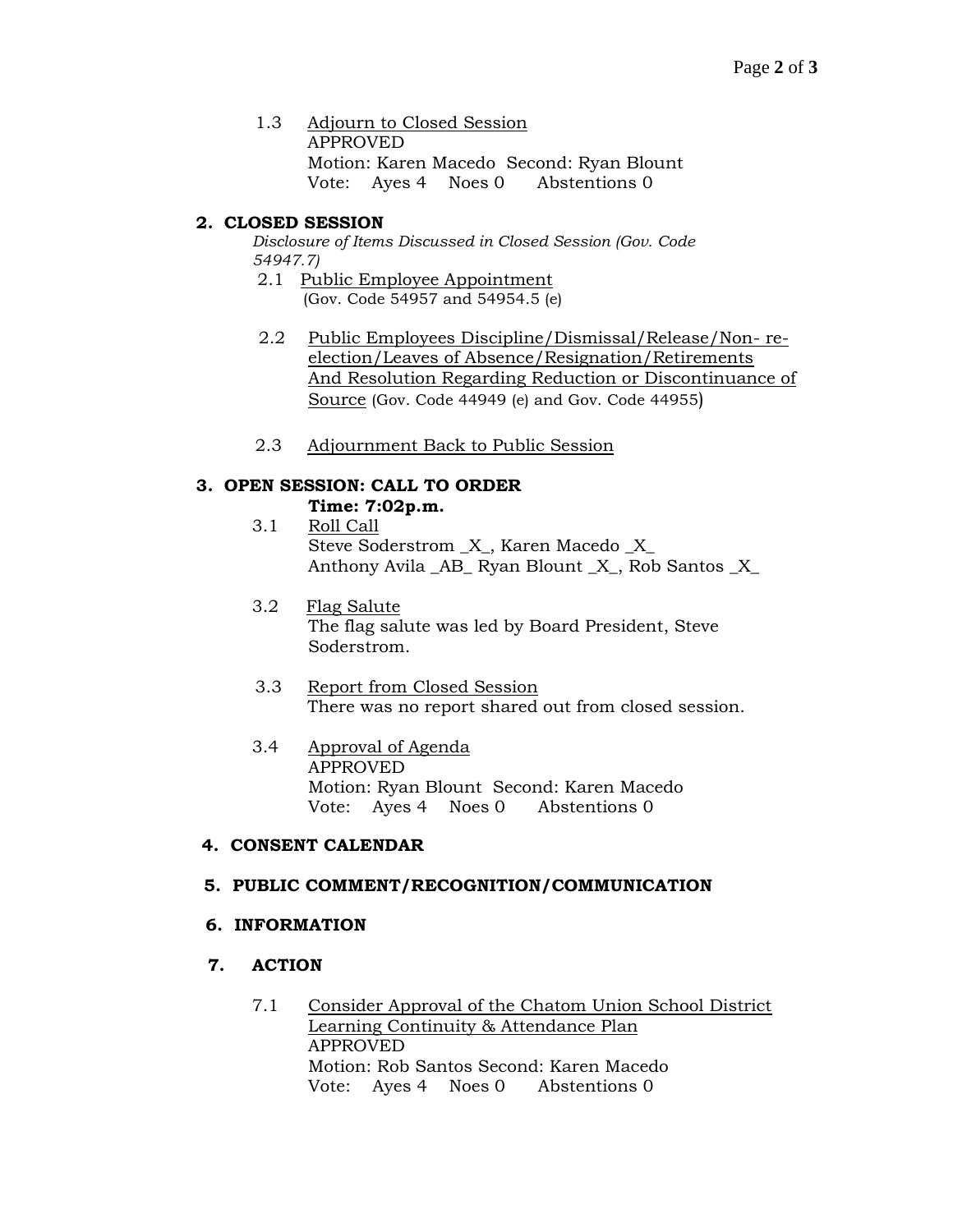1.3 Adjourn to Closed Session
APPROVED
Motion: Karen Macedo Second: Ryan Blount
Vote: Ayes 4 Noes 0 Abstentions 0

## 2. CLOSED SESSION

*Disclosure of Items Discussed in Closed Session (Gov. Code 54947.7)*

2.1 Public Employee Appointment
(Gov. Code 54957 and 54954.5 (e)

2.2 Public Employees Discipline/Dismissal/Release/Non- re-election/Leaves of Absence/Resignation/Retirements And Resolution Regarding Reduction or Discontinuance of Source (Gov. Code 44949 (e) and Gov. Code 44955)

2.3 Adjournment Back to Public Session

## 3. OPEN SESSION: CALL TO ORDER

**Time: 7:02p.m.**

3.1 Roll Call
Steve Soderstrom _X_, Karen Macedo _X_
Anthony Avila _AB_ Ryan Blount _X_, Rob Santos _X_

3.2 Flag Salute
The flag salute was led by Board President, Steve Soderstrom.

3.3 Report from Closed Session
There was no report shared out from closed session.

3.4 Approval of Agenda
APPROVED
Motion: Ryan Blount Second: Karen Macedo
Vote: Ayes 4 Noes 0 Abstentions 0

## 4. CONSENT CALENDAR

## 5. PUBLIC COMMENT/RECOGNITION/COMMUNICATION

## 6. INFORMATION

## 7. ACTION

7.1 Consider Approval of the Chatom Union School District Learning Continuity & Attendance Plan
APPROVED
Motion: Rob Santos Second: Karen Macedo
Vote: Ayes 4 Noes 0 Abstentions 0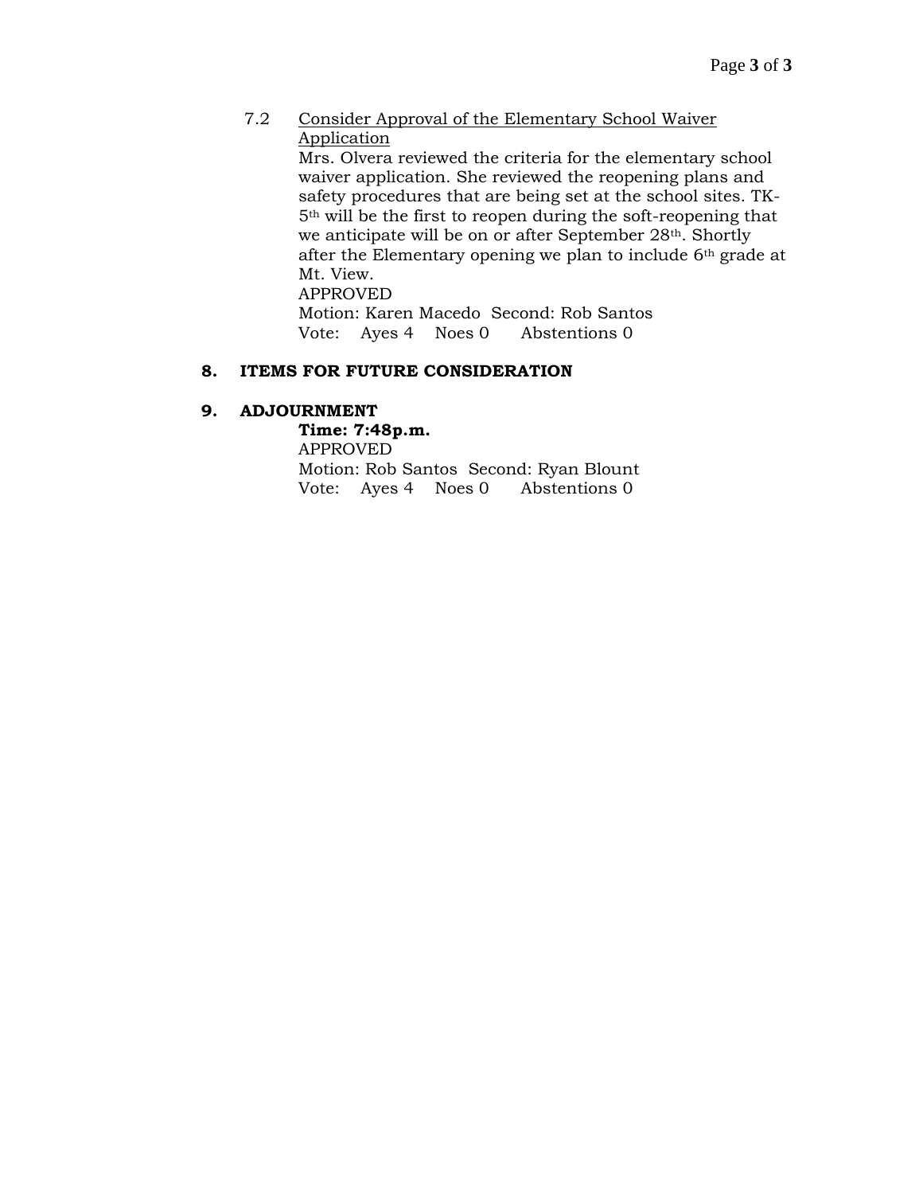7.2 Consider Approval of the Elementary School Waiver Application

Mrs. Olvera reviewed the criteria for the elementary school waiver application. She reviewed the reopening plans and safety procedures that are being set at the school sites. TK-5th will be the first to reopen during the soft-reopening that we anticipate will be on or after September 28th. Shortly after the Elementary opening we plan to include 6th grade at Mt. View.

APPROVED

Motion: Karen Macedo Second: Rob Santos

Vote: Ayes 4 Noes 0 Abstentions 0

**8. ITEMS FOR FUTURE CONSIDERATION**

**9. ADJOURNMENT**

**Time: 7:48p.m.**

APPROVED

Motion: Rob Santos Second: Ryan Blount

Vote: Ayes 4 Noes 0 Abstentions 0